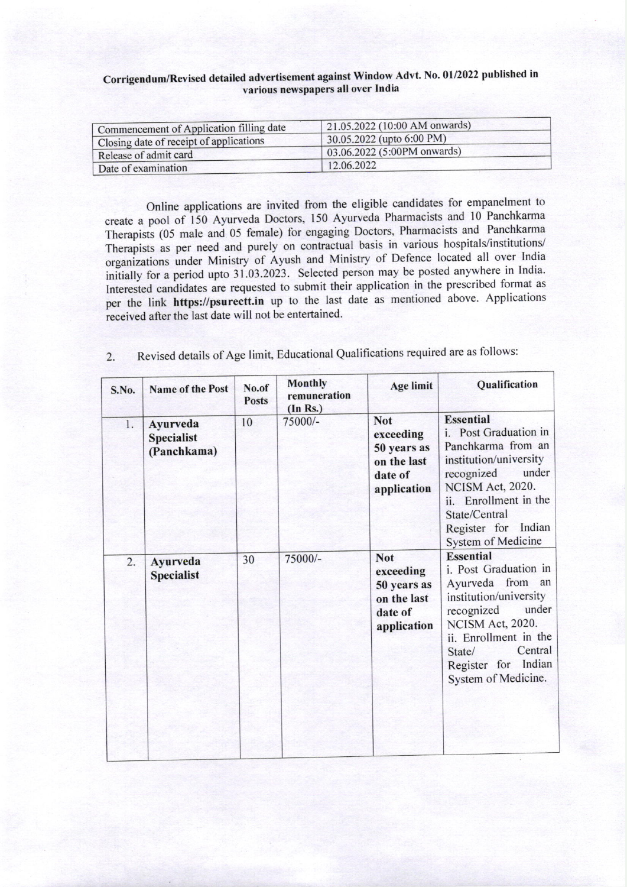**Corrigendum/Revised detailed advertisement against Window Advt. No. 01/2022 published in various newspapers all over India**

| | |
|---|---|
| Commencement of Application filling date | 21.05.2022 (10:00 AM onwards) |
| Closing date of receipt of applications | 30.05.2022 (upto 6:00 PM) |
| Release of admit card | 03.06.2022 (5:00PM onwards) |
| Date of examination | 12.06.2022 |

Online applications are invited from the eligible candidates for empanelment to create a pool of 150 Ayurveda Doctors, 150 Ayurveda Pharmacists and 10 Panchkarma Therapists (05 male and 05 female) for engaging Doctors, Pharmacists and Panchkarma Therapists as per need and purely on contractual basis in various hospitals/institutions/ organizations under Ministry of Ayush and Ministry of Defence located all over India initially for a period upto 31.03.2023. Selected person may be posted anywhere in India. Interested candidates are requested to submit their application in the prescribed format as per the link **https://psurectt.in** up to the last date as mentioned above. Applications received after the last date will not be entertained.

2. Revised details of Age limit, Educational Qualifications required are as follows:

| S.No. | Name of the Post | No.of Posts | Monthly remuneration (In Rs.) | Age limit | Qualification |
|---|---|---|---|---|---|
| 1. | **Ayurveda Specialist (Panchkama)** | 10 | 75000/- | **Not exceeding 50 years as on the last date of application** | **Essential**<br>i. Post Graduation in Panchkarma from an institution/university recognized under NCISM Act, 2020.<br>ii. Enrollment in the State/Central Register for Indian System of Medicine |
| 2. | **Ayurveda Specialist** | 30 | 75000/- | **Not exceeding 50 years as on the last date of application** | **Essential**<br>i. Post Graduation in Ayurveda from an institution/university recognized under NCISM Act, 2020.<br>ii. Enrollment in the State/ Central Register for Indian System of Medicine. |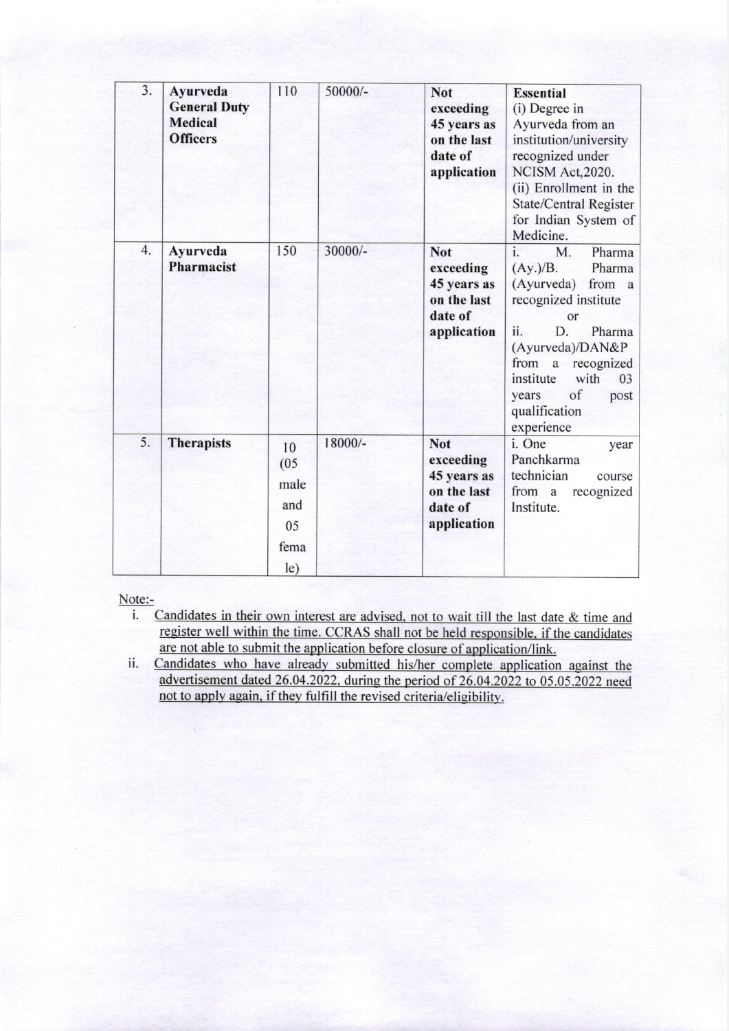| | | | | | |
|---|---|---|---|---|---|
| 3. | **Ayurveda General Duty Medical Officers** | 110 | 50000/- | **Not exceeding 45 years as on the last date of application** | **Essential**<br>(i) Degree in Ayurveda from an institution/university recognized under NCISM Act,2020.<br>(ii) Enrollment in the State/Central Register for Indian System of Medicine. |
| 4. | **Ayurveda Pharmacist** | 150 | 30000/- | **Not exceeding 45 years as on the last date of application** | i. M. Pharma (Ay.)/B. Pharma (Ayurveda) from a recognized institute<br>or<br>ii. D. Pharma (Ayurveda)/DAN&P from a recognized institute with 03 years of post qualification experience |
| 5. | **Therapists** | 10 (05 male and 05 female) | 18000/- | **Not exceeding 45 years as on the last date of application** | i. One year Panchkarma technician course from a recognized Institute. |

Note:-

i. Candidates in their own interest are advised, not to wait till the last date & time and register well within the time. CCRAS shall not be held responsible, if the candidates are not able to submit the application before closure of application/link.

ii. Candidates who have already submitted his/her complete application against the advertisement dated 26.04.2022, during the period of 26.04.2022 to 05.05.2022 need not to apply again, if they fulfill the revised criteria/eligibility.